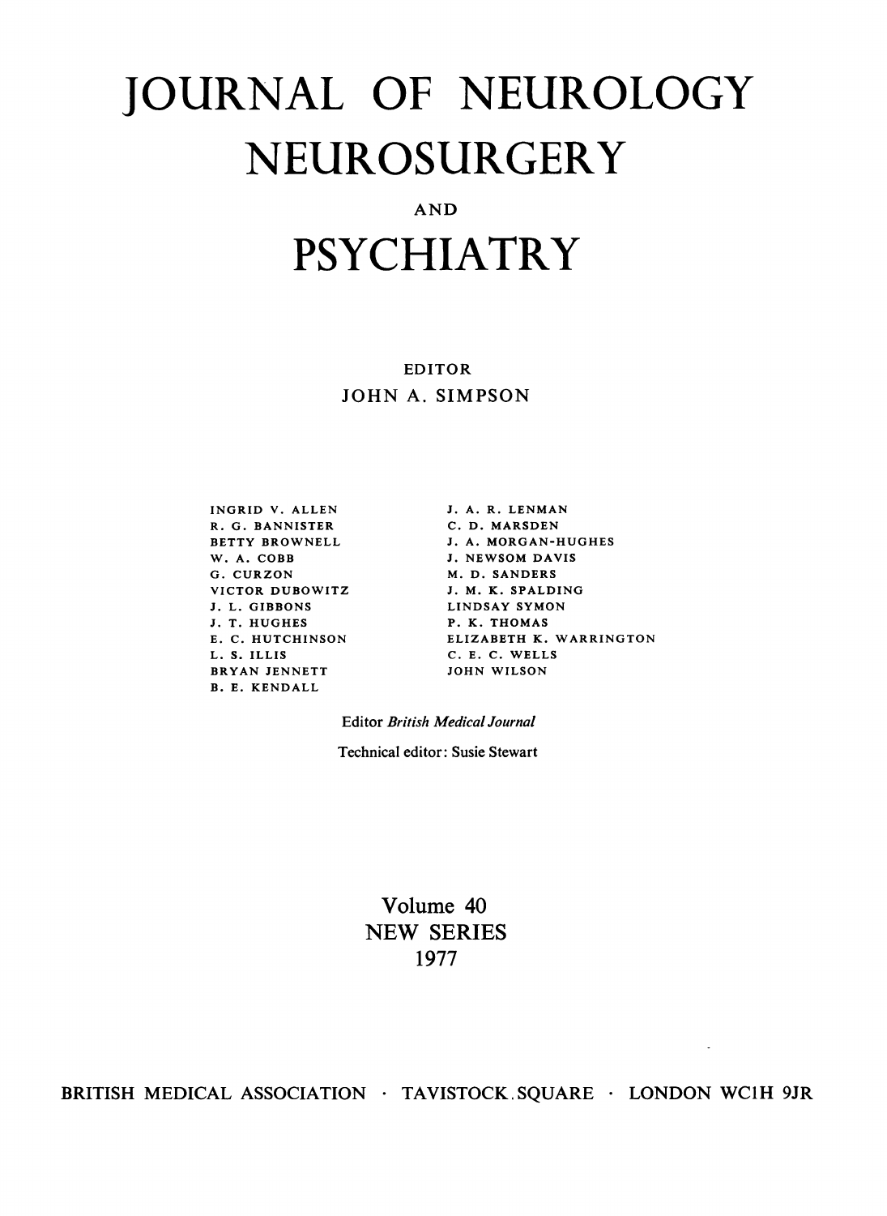# JOURNAL OF NEUROLOGY NEUROSURGERY AND PSYCHIATRY

EDITOR

JOHN A. SIMPSON

INGRID V. ALLEN
R. G. BANNISTER
BETTY BROWNELL
W. A. COBB
G. CURZON
VICTOR DUBOWITZ
J. L. GIBBONS
J. T. HUGHES
E. C. HUTCHINSON
L. S. ILLIS
BRYAN JENNETT
B. E. KENDALL
J. A. R. LENMAN
C. D. MARSDEN
J. A. MORGAN-HUGHES
J. NEWSOM DAVIS
M. D. SANDERS
J. M. K. SPALDING
LINDSAY SYMON
P. K. THOMAS
ELIZABETH K. WARRINGTON
C. E. C. WELLS
JOHN WILSON

Editor *British Medical Journal*

Technical editor: Susie Stewart

Volume 40
NEW SERIES
1977

BRITISH MEDICAL ASSOCIATION · TAVISTOCK SQUARE · LONDON WC1H 9JR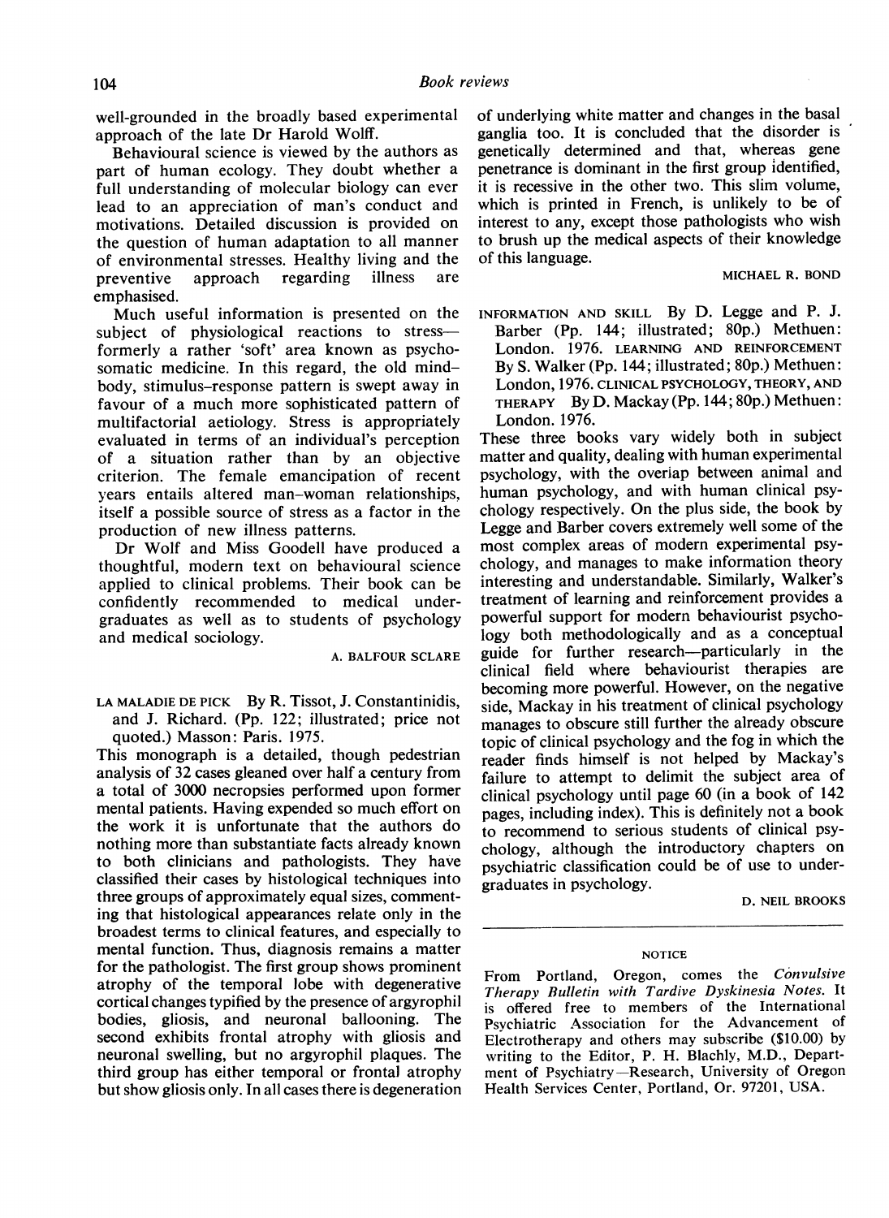well-grounded in the broadly based experimental approach of the late Dr Harold Wolff.

Behavioural science is viewed by the authors as part of human ecology. They doubt whether a full understanding of molecular biology can ever lead to an appreciation of man's conduct and motivations. Detailed discussion is provided on the question of human adaptation to all manner of environmental stresses. Healthy living and the preventive approach regarding illness are emphasised.

Much useful information is presented on the subject of physiological reactions to stress—formerly a rather 'soft' area known as psychosomatic medicine. In this regard, the old mind–body, stimulus–response pattern is swept away in favour of a much more sophisticated pattern of multifactorial aetiology. Stress is appropriately evaluated in terms of an individual's perception of a situation rather than by an objective criterion. The female emancipation of recent years entails altered man–woman relationships, itself a possible source of stress as a factor in the production of new illness patterns.

Dr Wolf and Miss Goodell have produced a thoughtful, modern text on behavioural science applied to clinical problems. Their book can be confidently recommended to medical undergraduates as well as to students of psychology and medical sociology.

A. BALFOUR SCLARE

LA MALADIE DE PICK By R. Tissot, J. Constantinidis, and J. Richard. (Pp. 122; illustrated; price not quoted.) Masson: Paris. 1975.

This monograph is a detailed, though pedestrian analysis of 32 cases gleaned over half a century from a total of 3000 necropsies performed upon former mental patients. Having expended so much effort on the work it is unfortunate that the authors do nothing more than substantiate facts already known to both clinicians and pathologists. They have classified their cases by histological techniques into three groups of approximately equal sizes, commenting that histological appearances relate only in the broadest terms to clinical features, and especially to mental function. Thus, diagnosis remains a matter for the pathologist. The first group shows prominent atrophy of the temporal lobe with degenerative cortical changes typified by the presence of argyrophil bodies, gliosis, and neuronal ballooning. The second exhibits frontal atrophy with gliosis and neuronal swelling, but no argyrophil plaques. The third group has either temporal or frontal atrophy but show gliosis only. In all cases there is degeneration of underlying white matter and changes in the basal ganglia too. It is concluded that the disorder is genetically determined and that, whereas gene penetrance is dominant in the first group identified, it is recessive in the other two. This slim volume, which is printed in French, is unlikely to be of interest to any, except those pathologists who wish to brush up the medical aspects of their knowledge of this language.

MICHAEL R. BOND

INFORMATION AND SKILL By D. Legge and P. J. Barber (Pp. 144; illustrated; 80p.) Methuen: London. 1976. LEARNING AND REINFORCEMENT By S. Walker (Pp. 144; illustrated; 80p.) Methuen: London, 1976. CLINICAL PSYCHOLOGY, THEORY, AND THERAPY By D. Mackay (Pp. 144; 80p.) Methuen: London. 1976.

These three books vary widely both in subject matter and quality, dealing with human experimental psychology, with the overiap between animal and human psychology, and with human clinical psychology respectively. On the plus side, the book by Legge and Barber covers extremely well some of the most complex areas of modern experimental psychology, and manages to make information theory interesting and understandable. Similarly, Walker's treatment of learning and reinforcement provides a powerful support for modern behaviourist psychology both methodologically and as a conceptual guide for further research—particularly in the clinical field where behaviourist therapies are becoming more powerful. However, on the negative side, Mackay in his treatment of clinical psychology manages to obscure still further the already obscure topic of clinical psychology and the fog in which the reader finds himself is not helped by Mackay's failure to attempt to delimit the subject area of clinical psychology until page 60 (in a book of 142 pages, including index). This is definitely not a book to recommend to serious students of clinical psychology, although the introductory chapters on psychiatric classification could be of use to undergraduates in psychology.

D. NEIL BROOKS

---

NOTICE

From Portland, Oregon, comes the *Convulsive Therapy Bulletin with Tardive Dyskinesia Notes.* It is offered free to members of the International Psychiatric Association for the Advancement of Electrotherapy and others may subscribe ($10.00) by writing to the Editor, P. H. Blachly, M.D., Department of Psychiatry—Research, University of Oregon Health Services Center, Portland, Or. 97201, USA.